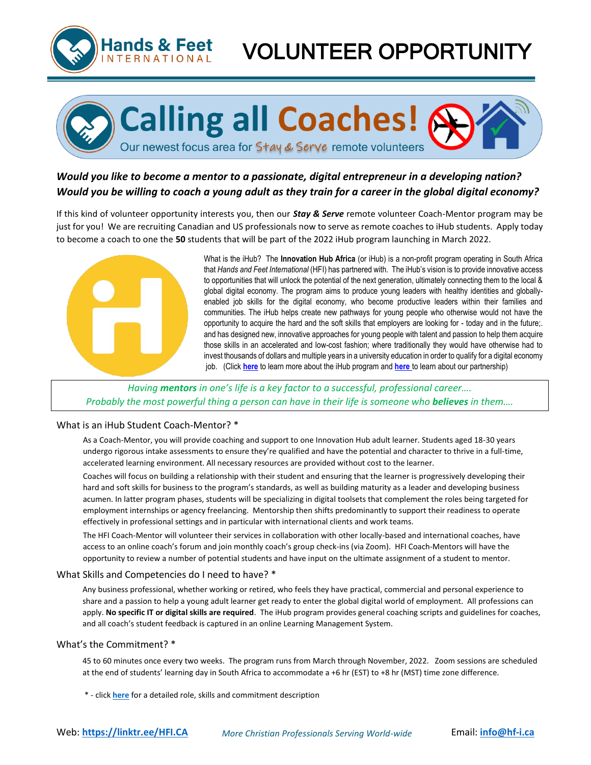# VOLUNTEER OPPORTUNITY

## Calling all Coaches!

Our newest focus area for Stay & Serve remote volunteers

***Would you like to become a mentor to a passionate, digital entrepreneur in a developing nation? Would you be willing to coach a young adult as they train for a career in the global digital economy?***

If this kind of volunteer opportunity interests you, then our ***Stay & Serve*** remote volunteer Coach-Mentor program may be just for you! We are recruiting Canadian and US professionals now to serve as remote coaches to iHub students. Apply today to become a coach to one the **50** students that will be part of the 2022 iHub program launching in March 2022.

What is the iHub? The **Innovation Hub Africa** (or iHub) is a non-profit program operating in South Africa that *Hands and Feet International* (HFI) has partnered with. The iHub's vision is to provide innovative access to opportunities that will unlock the potential of the next generation, ultimately connecting them to the local & global digital economy. The program aims to produce young leaders with healthy identities and globally-enabled job skills for the digital economy, who become productive leaders within their families and communities. The iHub helps create new pathways for young people who otherwise would not have the opportunity to acquire the hard and the soft skills that employers are looking for - today and in the future;. and has designed new, innovative approaches for young people with talent and passion to help them acquire those skills in an accelerated and low-cost fashion; where traditionally they would have otherwise had to invest thousands of dollars and multiple years in a university education in order to qualify for a digital economy job. (Click **here** to learn more about the iHub program and **here** to learn about our partnership)

> *Having **mentors** in one's life is a key factor to a successful, professional career….*
> *Probably the most powerful thing a person can have in their life is someone who **believes** in them….*

### What is an iHub Student Coach-Mentor? *

As a Coach-Mentor, you will provide coaching and support to one Innovation Hub adult learner. Students aged 18-30 years undergo rigorous intake assessments to ensure they're qualified and have the potential and character to thrive in a full-time, accelerated learning environment. All necessary resources are provided without cost to the learner.

Coaches will focus on building a relationship with their student and ensuring that the learner is progressively developing their hard and soft skills for business to the program's standards, as well as building maturity as a leader and developing business acumen. In latter program phases, students will be specializing in digital toolsets that complement the roles being targeted for employment internships or agency freelancing. Mentorship then shifts predominantly to support their readiness to operate effectively in professional settings and in particular with international clients and work teams.

The HFI Coach-Mentor will volunteer their services in collaboration with other locally-based and international coaches, have access to an online coach's forum and join monthly coach's group check-ins (via Zoom). HFI Coach-Mentors will have the opportunity to review a number of potential students and have input on the ultimate assignment of a student to mentor.

### What Skills and Competencies do I need to have? *

Any business professional, whether working or retired, who feels they have practical, commercial and personal experience to share and a passion to help a young adult learner get ready to enter the global digital world of employment. All professions can apply. **No specific IT or digital skills are required**. The iHub program provides general coaching scripts and guidelines for coaches, and all coach's student feedback is captured in an online Learning Management System.

### What's the Commitment? *

45 to 60 minutes once every two weeks. The program runs from March through November, 2022. Zoom sessions are scheduled at the end of students' learning day in South Africa to accommodate a +6 hr (EST) to +8 hr (MST) time zone difference.

\* - click **here** for a detailed role, skills and commitment description

Web: **https://linktr.ee/HFI.CA** *More Christian Professionals Serving World-wide* Email: **info@hf-i.ca**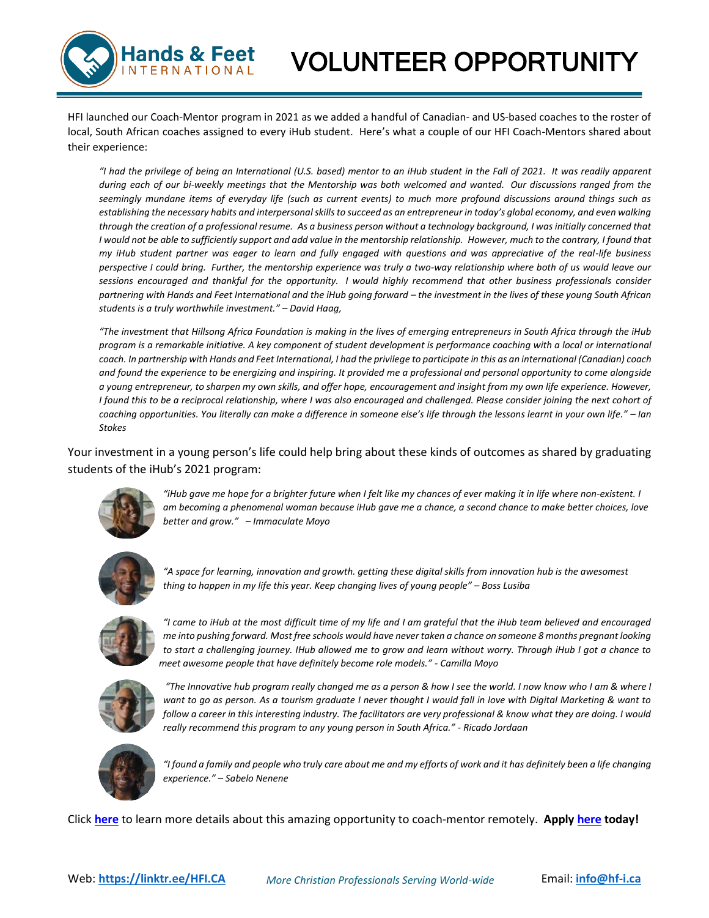# VOLUNTEER OPPORTUNITY

HFI launched our Coach-Mentor program in 2021 as we added a handful of Canadian- and US-based coaches to the roster of local, South African coaches assigned to every iHub student. Here's what a couple of our HFI Coach-Mentors shared about their experience:

*"I had the privilege of being an International (U.S. based) mentor to an iHub student in the Fall of 2021. It was readily apparent during each of our bi-weekly meetings that the Mentorship was both welcomed and wanted. Our discussions ranged from the seemingly mundane items of everyday life (such as current events) to much more profound discussions around things such as establishing the necessary habits and interpersonal skills to succeed as an entrepreneur in today's global economy, and even walking through the creation of a professional resume. As a business person without a technology background, I was initially concerned that I would not be able to sufficiently support and add value in the mentorship relationship. However, much to the contrary, I found that my iHub student partner was eager to learn and fully engaged with questions and was appreciative of the real-life business perspective I could bring. Further, the mentorship experience was truly a two-way relationship where both of us would leave our sessions encouraged and thankful for the opportunity. I would highly recommend that other business professionals consider partnering with Hands and Feet International and the iHub going forward – the investment in the lives of these young South African students is a truly worthwhile investment." – David Haag,*

*"The investment that Hillsong Africa Foundation is making in the lives of emerging entrepreneurs in South Africa through the iHub program is a remarkable initiative. A key component of student development is performance coaching with a local or international coach. In partnership with Hands and Feet International, I had the privilege to participate in this as an international (Canadian) coach and found the experience to be energizing and inspiring. It provided me a professional and personal opportunity to come alongside a young entrepreneur, to sharpen my own skills, and offer hope, encouragement and insight from my own life experience. However, I found this to be a reciprocal relationship, where I was also encouraged and challenged. Please consider joining the next cohort of coaching opportunities. You literally can make a difference in someone else's life through the lessons learnt in your own life." – Ian Stokes*

Your investment in a young person's life could help bring about these kinds of outcomes as shared by graduating students of the iHub's 2021 program:

*"iHub gave me hope for a brighter future when I felt like my chances of ever making it in life where non-existent. I am becoming a phenomenal woman because iHub gave me a chance, a second chance to make better choices, love better and grow." – Immaculate Moyo*

*"A space for learning, innovation and growth. getting these digital skills from innovation hub is the awesomest thing to happen in my life this year. Keep changing lives of young people" – Boss Lusiba*

*"I came to iHub at the most difficult time of my life and I am grateful that the iHub team believed and encouraged me into pushing forward. Most free schools would have never taken a chance on someone 8 months pregnant looking to start a challenging journey. IHub allowed me to grow and learn without worry. Through iHub I got a chance to meet awesome people that have definitely become role models." - Camilla Moyo*

*"The Innovative hub program really changed me as a person & how I see the world. I now know who I am & where I want to go as person. As a tourism graduate I never thought I would fall in love with Digital Marketing & want to follow a career in this interesting industry. The facilitators are very professional & know what they are doing. I would really recommend this program to any young person in South Africa." - Ricado Jordaan*

*"I found a family and people who truly care about me and my efforts of work and it has definitely been a life changing experience." – Sabelo Nenene*

Click **here** to learn more details about this amazing opportunity to coach-mentor remotely. **Apply here today!**

Web: **https://linktr.ee/HFI.CA** *More Christian Professionals Serving World-wide* Email: **info@hf-i.ca**